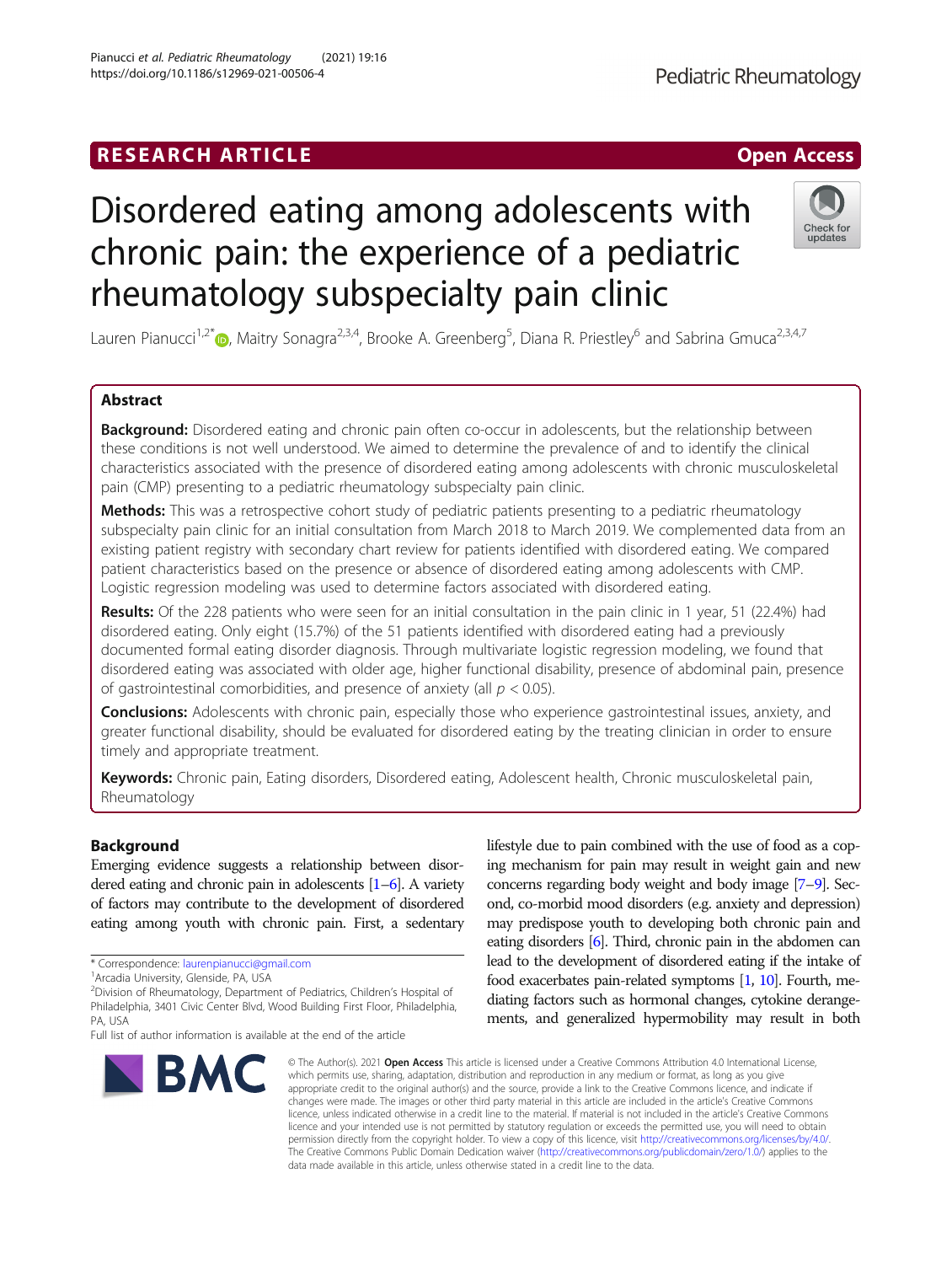RESEARCH ARTICLE

Open Access

# Disordered eating among adolescents with chronic pain: the experience of a pediatric rheumatology subspecialty pain clinic

Lauren Pianucci[1,2*], Maitry Sonagra[2,3,4], Brooke A. Greenberg[5], Diana R. Priestley[6] and Sabrina Gmuca[2,3,4,7]

## Abstract

**Background:** Disordered eating and chronic pain often co-occur in adolescents, but the relationship between these conditions is not well understood. We aimed to determine the prevalence of and to identify the clinical characteristics associated with the presence of disordered eating among adolescents with chronic musculoskeletal pain (CMP) presenting to a pediatric rheumatology subspecialty pain clinic.

**Methods:** This was a retrospective cohort study of pediatric patients presenting to a pediatric rheumatology subspecialty pain clinic for an initial consultation from March 2018 to March 2019. We complemented data from an existing patient registry with secondary chart review for patients identified with disordered eating. We compared patient characteristics based on the presence or absence of disordered eating among adolescents with CMP. Logistic regression modeling was used to determine factors associated with disordered eating.

**Results:** Of the 228 patients who were seen for an initial consultation in the pain clinic in 1 year, 51 (22.4%) had disordered eating. Only eight (15.7%) of the 51 patients identified with disordered eating had a previously documented formal eating disorder diagnosis. Through multivariate logistic regression modeling, we found that disordered eating was associated with older age, higher functional disability, presence of abdominal pain, presence of gastrointestinal comorbidities, and presence of anxiety (all $p < 0.05$).

**Conclusions:** Adolescents with chronic pain, especially those who experience gastrointestinal issues, anxiety, and greater functional disability, should be evaluated for disordered eating by the treating clinician in order to ensure timely and appropriate treatment.

**Keywords:** Chronic pain, Eating disorders, Disordered eating, Adolescent health, Chronic musculoskeletal pain, Rheumatology

## Background

Emerging evidence suggests a relationship between disordered eating and chronic pain in adolescents [1–6]. A variety of factors may contribute to the development of disordered eating among youth with chronic pain. First, a sedentary lifestyle due to pain combined with the use of food as a coping mechanism for pain may result in weight gain and new concerns regarding body weight and body image [7–9]. Second, co-morbid mood disorders (e.g. anxiety and depression) may predispose youth to developing both chronic pain and eating disorders [6]. Third, chronic pain in the abdomen can lead to the development of disordered eating if the intake of food exacerbates pain-related symptoms [1, 10]. Fourth, mediating factors such as hormonal changes, cytokine derangements, and generalized hypermobility may result in both

\* Correspondence: laurenpianucci@gmail.com
[1]Arcadia University, Glenside, PA, USA
[2]Division of Rheumatology, Department of Pediatrics, Children's Hospital of Philadelphia, 3401 Civic Center Blvd, Wood Building First Floor, Philadelphia, PA, USA
Full list of author information is available at the end of the article

© The Author(s). 2021 **Open Access** This article is licensed under a Creative Commons Attribution 4.0 International License, which permits use, sharing, adaptation, distribution and reproduction in any medium or format, as long as you give appropriate credit to the original author(s) and the source, provide a link to the Creative Commons licence, and indicate if changes were made. The images or other third party material in this article are included in the article's Creative Commons licence, unless indicated otherwise in a credit line to the material. If material is not included in the article's Creative Commons licence and your intended use is not permitted by statutory regulation or exceeds the permitted use, you will need to obtain permission directly from the copyright holder. To view a copy of this licence, visit http://creativecommons.org/licenses/by/4.0/. The Creative Commons Public Domain Dedication waiver (http://creativecommons.org/publicdomain/zero/1.0/) applies to the data made available in this article, unless otherwise stated in a credit line to the data.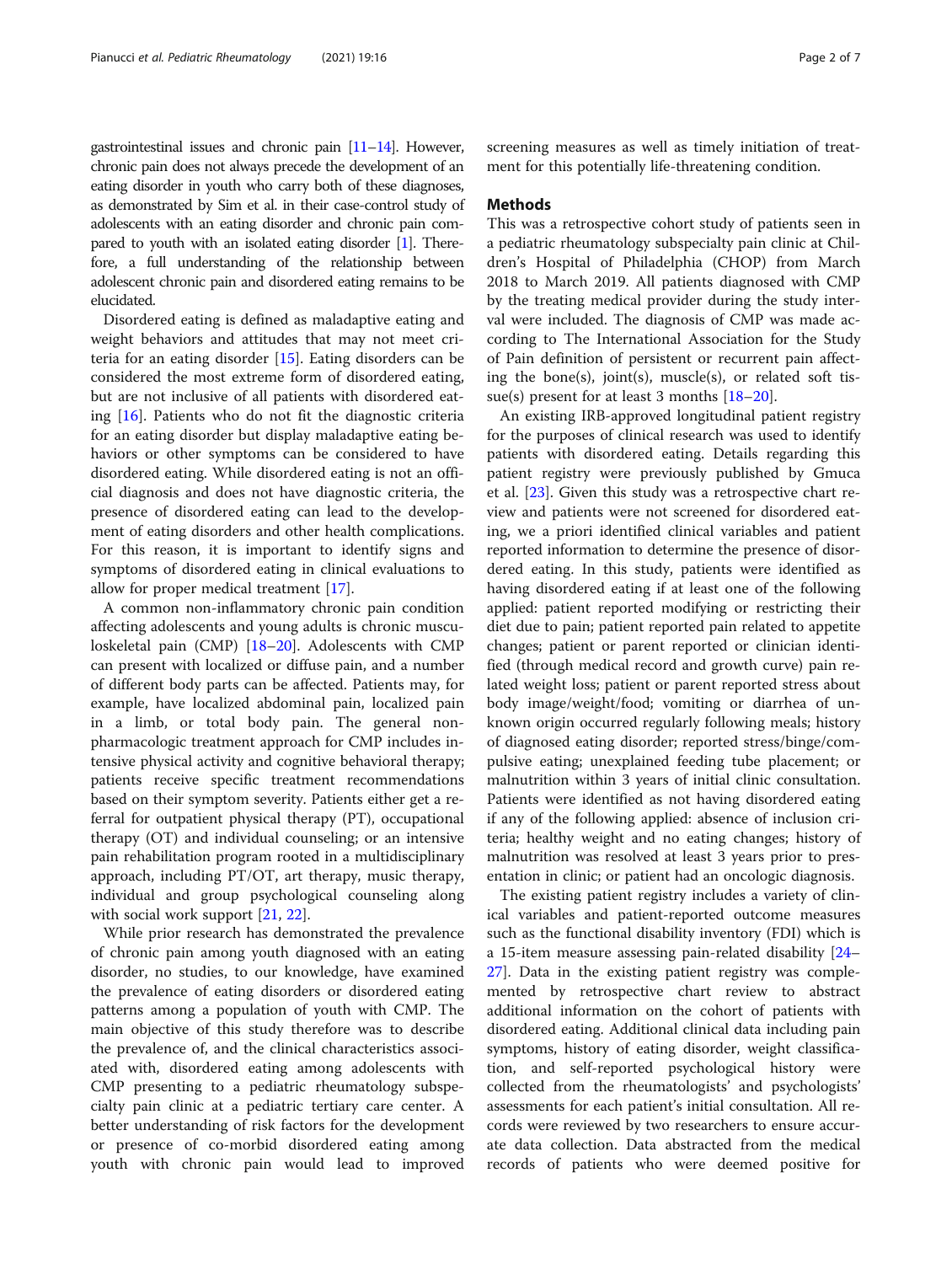gastrointestinal issues and chronic pain [11–14]. However, chronic pain does not always precede the development of an eating disorder in youth who carry both of these diagnoses, as demonstrated by Sim et al. in their case-control study of adolescents with an eating disorder and chronic pain compared to youth with an isolated eating disorder [1]. Therefore, a full understanding of the relationship between adolescent chronic pain and disordered eating remains to be elucidated.

Disordered eating is defined as maladaptive eating and weight behaviors and attitudes that may not meet criteria for an eating disorder [15]. Eating disorders can be considered the most extreme form of disordered eating, but are not inclusive of all patients with disordered eating [16]. Patients who do not fit the diagnostic criteria for an eating disorder but display maladaptive eating behaviors or other symptoms can be considered to have disordered eating. While disordered eating is not an official diagnosis and does not have diagnostic criteria, the presence of disordered eating can lead to the development of eating disorders and other health complications. For this reason, it is important to identify signs and symptoms of disordered eating in clinical evaluations to allow for proper medical treatment [17].

A common non-inflammatory chronic pain condition affecting adolescents and young adults is chronic musculoskeletal pain (CMP) [18–20]. Adolescents with CMP can present with localized or diffuse pain, and a number of different body parts can be affected. Patients may, for example, have localized abdominal pain, localized pain in a limb, or total body pain. The general non-pharmacologic treatment approach for CMP includes intensive physical activity and cognitive behavioral therapy; patients receive specific treatment recommendations based on their symptom severity. Patients either get a referral for outpatient physical therapy (PT), occupational therapy (OT) and individual counseling; or an intensive pain rehabilitation program rooted in a multidisciplinary approach, including PT/OT, art therapy, music therapy, individual and group psychological counseling along with social work support [21, 22].

While prior research has demonstrated the prevalence of chronic pain among youth diagnosed with an eating disorder, no studies, to our knowledge, have examined the prevalence of eating disorders or disordered eating patterns among a population of youth with CMP. The main objective of this study therefore was to describe the prevalence of, and the clinical characteristics associated with, disordered eating among adolescents with CMP presenting to a pediatric rheumatology subspecialty pain clinic at a pediatric tertiary care center. A better understanding of risk factors for the development or presence of co-morbid disordered eating among youth with chronic pain would lead to improved screening measures as well as timely initiation of treatment for this potentially life-threatening condition.

## Methods

This was a retrospective cohort study of patients seen in a pediatric rheumatology subspecialty pain clinic at Children's Hospital of Philadelphia (CHOP) from March 2018 to March 2019. All patients diagnosed with CMP by the treating medical provider during the study interval were included. The diagnosis of CMP was made according to The International Association for the Study of Pain definition of persistent or recurrent pain affecting the bone(s), joint(s), muscle(s), or related soft tissue(s) present for at least 3 months [18–20].

An existing IRB-approved longitudinal patient registry for the purposes of clinical research was used to identify patients with disordered eating. Details regarding this patient registry were previously published by Gmuca et al. [23]. Given this study was a retrospective chart review and patients were not screened for disordered eating, we a priori identified clinical variables and patient reported information to determine the presence of disordered eating. In this study, patients were identified as having disordered eating if at least one of the following applied: patient reported modifying or restricting their diet due to pain; patient reported pain related to appetite changes; patient or parent reported or clinician identified (through medical record and growth curve) pain related weight loss; patient or parent reported stress about body image/weight/food; vomiting or diarrhea of unknown origin occurred regularly following meals; history of diagnosed eating disorder; reported stress/binge/compulsive eating; unexplained feeding tube placement; or malnutrition within 3 years of initial clinic consultation. Patients were identified as not having disordered eating if any of the following applied: absence of inclusion criteria; healthy weight and no eating changes; history of malnutrition was resolved at least 3 years prior to presentation in clinic; or patient had an oncologic diagnosis.

The existing patient registry includes a variety of clinical variables and patient-reported outcome measures such as the functional disability inventory (FDI) which is a 15-item measure assessing pain-related disability [24–27]. Data in the existing patient registry was complemented by retrospective chart review to abstract additional information on the cohort of patients with disordered eating. Additional clinical data including pain symptoms, history of eating disorder, weight classification, and self-reported psychological history were collected from the rheumatologists' and psychologists' assessments for each patient's initial consultation. All records were reviewed by two researchers to ensure accurate data collection. Data abstracted from the medical records of patients who were deemed positive for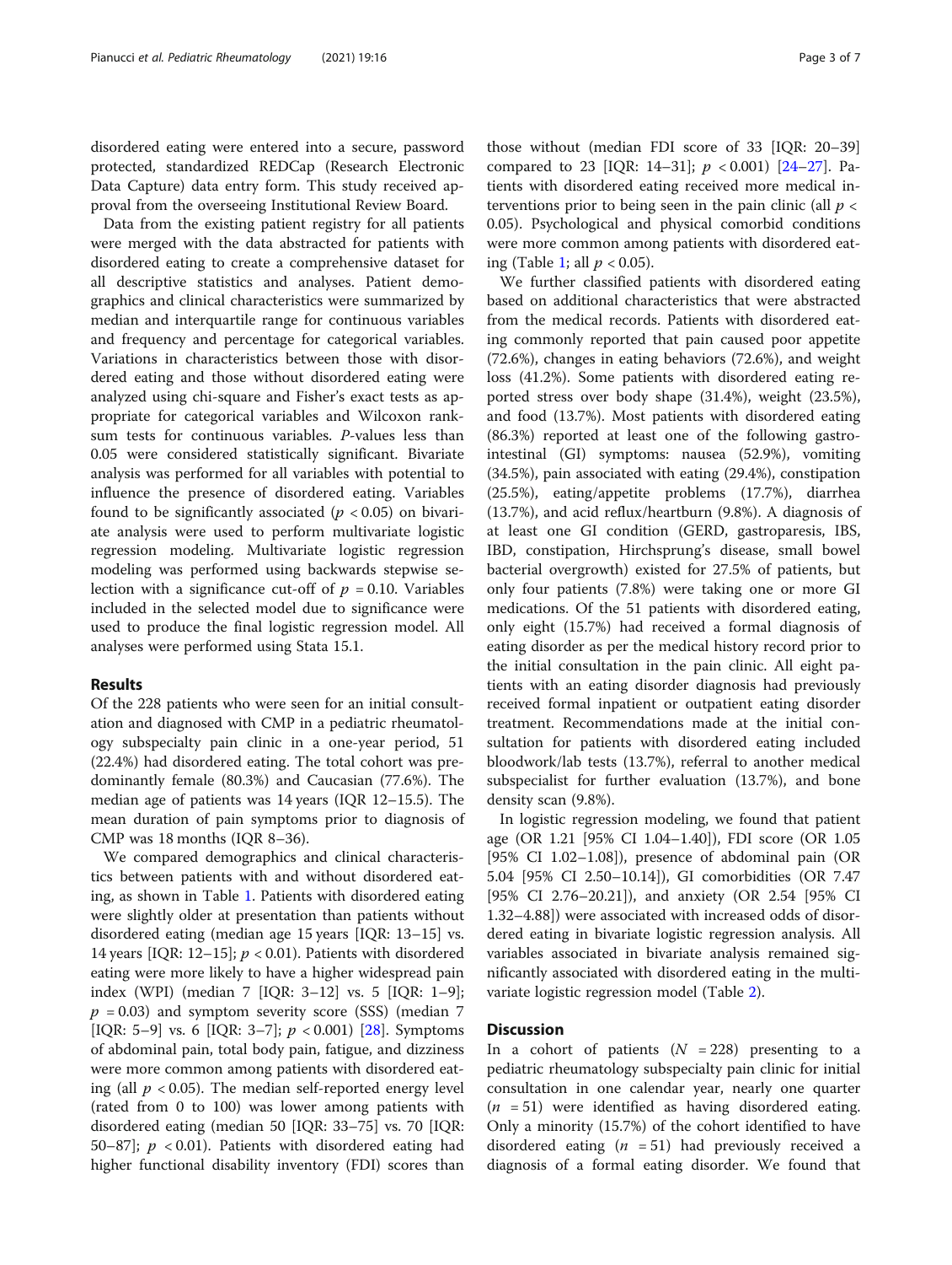disordered eating were entered into a secure, password protected, standardized REDCap (Research Electronic Data Capture) data entry form. This study received approval from the overseeing Institutional Review Board.

Data from the existing patient registry for all patients were merged with the data abstracted for patients with disordered eating to create a comprehensive dataset for all descriptive statistics and analyses. Patient demographics and clinical characteristics were summarized by median and interquartile range for continuous variables and frequency and percentage for categorical variables. Variations in characteristics between those with disordered eating and those without disordered eating were analyzed using chi-square and Fisher's exact tests as appropriate for categorical variables and Wilcoxon rank-sum tests for continuous variables. *P*-values less than 0.05 were considered statistically significant. Bivariate analysis was performed for all variables with potential to influence the presence of disordered eating. Variables found to be significantly associated ($p < 0.05$) on bivariate analysis were used to perform multivariate logistic regression modeling. Multivariate logistic regression modeling was performed using backwards stepwise selection with a significance cut-off of $p = 0.10$. Variables included in the selected model due to significance were used to produce the final logistic regression model. All analyses were performed using Stata 15.1.

## Results

Of the 228 patients who were seen for an initial consultation and diagnosed with CMP in a pediatric rheumatology subspecialty pain clinic in a one-year period, 51 (22.4%) had disordered eating. The total cohort was predominantly female (80.3%) and Caucasian (77.6%). The median age of patients was 14 years (IQR 12–15.5). The mean duration of pain symptoms prior to diagnosis of CMP was 18 months (IQR 8–36).

We compared demographics and clinical characteristics between patients with and without disordered eating, as shown in Table 1. Patients with disordered eating were slightly older at presentation than patients without disordered eating (median age 15 years [IQR: 13–15] vs. 14 years [IQR: 12–15]; $p < 0.01$). Patients with disordered eating were more likely to have a higher widespread pain index (WPI) (median 7 [IQR: 3–12] vs. 5 [IQR: 1–9]; $p = 0.03$) and symptom severity score (SSS) (median 7 [IQR: 5–9] vs. 6 [IQR: 3–7]; $p < 0.001$) [28]. Symptoms of abdominal pain, total body pain, fatigue, and dizziness were more common among patients with disordered eating (all $p < 0.05$). The median self-reported energy level (rated from 0 to 100) was lower among patients with disordered eating (median 50 [IQR: 33–75] vs. 70 [IQR: 50–87]; $p < 0.01$). Patients with disordered eating had higher functional disability inventory (FDI) scores than those without (median FDI score of 33 [IQR: 20–39] compared to 23 [IQR: 14–31]; $p < 0.001$) [24–27]. Patients with disordered eating received more medical interventions prior to being seen in the pain clinic (all $p < 0.05$). Psychological and physical comorbid conditions were more common among patients with disordered eating (Table 1; all $p < 0.05$).

We further classified patients with disordered eating based on additional characteristics that were abstracted from the medical records. Patients with disordered eating commonly reported that pain caused poor appetite (72.6%), changes in eating behaviors (72.6%), and weight loss (41.2%). Some patients with disordered eating reported stress over body shape (31.4%), weight (23.5%), and food (13.7%). Most patients with disordered eating (86.3%) reported at least one of the following gastrointestinal (GI) symptoms: nausea (52.9%), vomiting (34.5%), pain associated with eating (29.4%), constipation (25.5%), eating/appetite problems (17.7%), diarrhea (13.7%), and acid reflux/heartburn (9.8%). A diagnosis of at least one GI condition (GERD, gastroparesis, IBS, IBD, constipation, Hirchsprung's disease, small bowel bacterial overgrowth) existed for 27.5% of patients, but only four patients (7.8%) were taking one or more GI medications. Of the 51 patients with disordered eating, only eight (15.7%) had received a formal diagnosis of eating disorder as per the medical history record prior to the initial consultation in the pain clinic. All eight patients with an eating disorder diagnosis had previously received formal inpatient or outpatient eating disorder treatment. Recommendations made at the initial consultation for patients with disordered eating included bloodwork/lab tests (13.7%), referral to another medical subspecialist for further evaluation (13.7%), and bone density scan (9.8%).

In logistic regression modeling, we found that patient age (OR 1.21 [95% CI 1.04–1.40]), FDI score (OR 1.05 [95% CI 1.02–1.08]), presence of abdominal pain (OR 5.04 [95% CI 2.50–10.14]), GI comorbidities (OR 7.47 [95% CI 2.76–20.21]), and anxiety (OR 2.54 [95% CI 1.32–4.88]) were associated with increased odds of disordered eating in bivariate logistic regression analysis. All variables associated in bivariate analysis remained significantly associated with disordered eating in the multivariate logistic regression model (Table 2).

## Discussion

In a cohort of patients ($N = 228$) presenting to a pediatric rheumatology subspecialty pain clinic for initial consultation in one calendar year, nearly one quarter ($n = 51$) were identified as having disordered eating. Only a minority (15.7%) of the cohort identified to have disordered eating ($n = 51$) had previously received a diagnosis of a formal eating disorder. We found that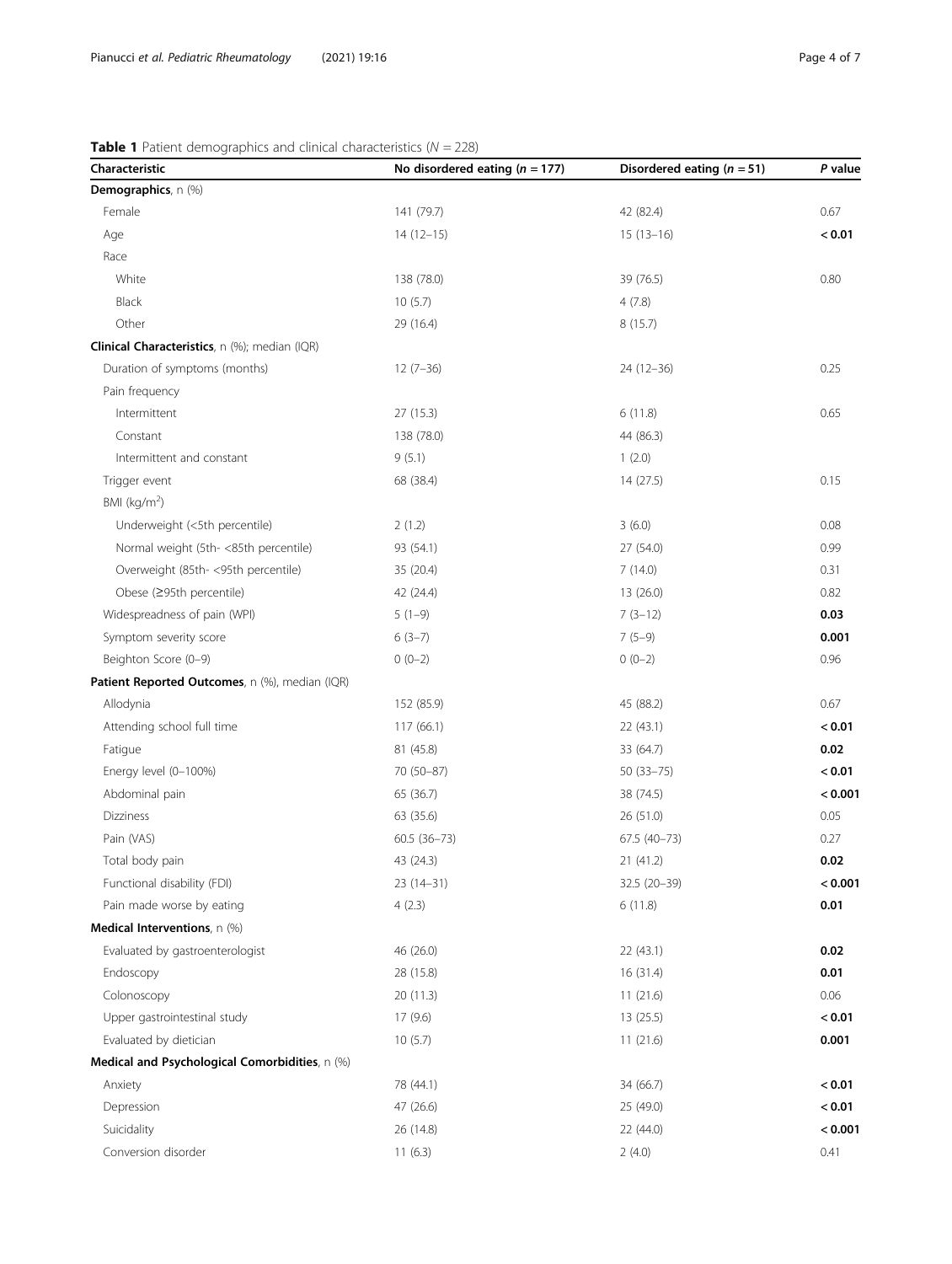**Table 1** Patient demographics and clinical characteristics ($N = 228$)

| Characteristic | No disordered eating ($n = 177$) | Disordered eating ($n = 51$) | *P* value |
|---|---|---|---|
| **Demographics**, n (%) | | | |
| Female | 141 (79.7) | 42 (82.4) | 0.67 |
| Age | 14 (12–15) | 15 (13–16) | **< 0.01** |
| Race | | | |
| White | 138 (78.0) | 39 (76.5) | 0.80 |
| Black | 10 (5.7) | 4 (7.8) | |
| Other | 29 (16.4) | 8 (15.7) | |
| **Clinical Characteristics**, n (%); median (IQR) | | | |
| Duration of symptoms (months) | 12 (7–36) | 24 (12–36) | 0.25 |
| Pain frequency | | | |
| Intermittent | 27 (15.3) | 6 (11.8) | 0.65 |
| Constant | 138 (78.0) | 44 (86.3) | |
| Intermittent and constant | 9 (5.1) | 1 (2.0) | |
| Trigger event | 68 (38.4) | 14 (27.5) | 0.15 |
| BMI (kg/m$^2$) | | | |
| Underweight (<5th percentile) | 2 (1.2) | 3 (6.0) | 0.08 |
| Normal weight (5th- <85th percentile) | 93 (54.1) | 27 (54.0) | 0.99 |
| Overweight (85th- <95th percentile) | 35 (20.4) | 7 (14.0) | 0.31 |
| Obese (≥95th percentile) | 42 (24.4) | 13 (26.0) | 0.82 |
| Widespreadness of pain (WPI) | 5 (1–9) | 7 (3–12) | **0.03** |
| Symptom severity score | 6 (3–7) | 7 (5–9) | **0.001** |
| Beighton Score (0–9) | 0 (0–2) | 0 (0–2) | 0.96 |
| **Patient Reported Outcomes**, n (%), median (IQR) | | | |
| Allodynia | 152 (85.9) | 45 (88.2) | 0.67 |
| Attending school full time | 117 (66.1) | 22 (43.1) | **< 0.01** |
| Fatigue | 81 (45.8) | 33 (64.7) | **0.02** |
| Energy level (0–100%) | 70 (50–87) | 50 (33–75) | **< 0.01** |
| Abdominal pain | 65 (36.7) | 38 (74.5) | **< 0.001** |
| Dizziness | 63 (35.6) | 26 (51.0) | 0.05 |
| Pain (VAS) | 60.5 (36–73) | 67.5 (40–73) | 0.27 |
| Total body pain | 43 (24.3) | 21 (41.2) | **0.02** |
| Functional disability (FDI) | 23 (14–31) | 32.5 (20–39) | **< 0.001** |
| Pain made worse by eating | 4 (2.3) | 6 (11.8) | **0.01** |
| **Medical Interventions**, n (%) | | | |
| Evaluated by gastroenterologist | 46 (26.0) | 22 (43.1) | **0.02** |
| Endoscopy | 28 (15.8) | 16 (31.4) | **0.01** |
| Colonoscopy | 20 (11.3) | 11 (21.6) | 0.06 |
| Upper gastrointestinal study | 17 (9.6) | 13 (25.5) | **< 0.01** |
| Evaluated by dietician | 10 (5.7) | 11 (21.6) | **0.001** |
| **Medical and Psychological Comorbidities**, n (%) | | | |
| Anxiety | 78 (44.1) | 34 (66.7) | **< 0.01** |
| Depression | 47 (26.6) | 25 (49.0) | **< 0.01** |
| Suicidality | 26 (14.8) | 22 (44.0) | **< 0.001** |
| Conversion disorder | 11 (6.3) | 2 (4.0) | 0.41 |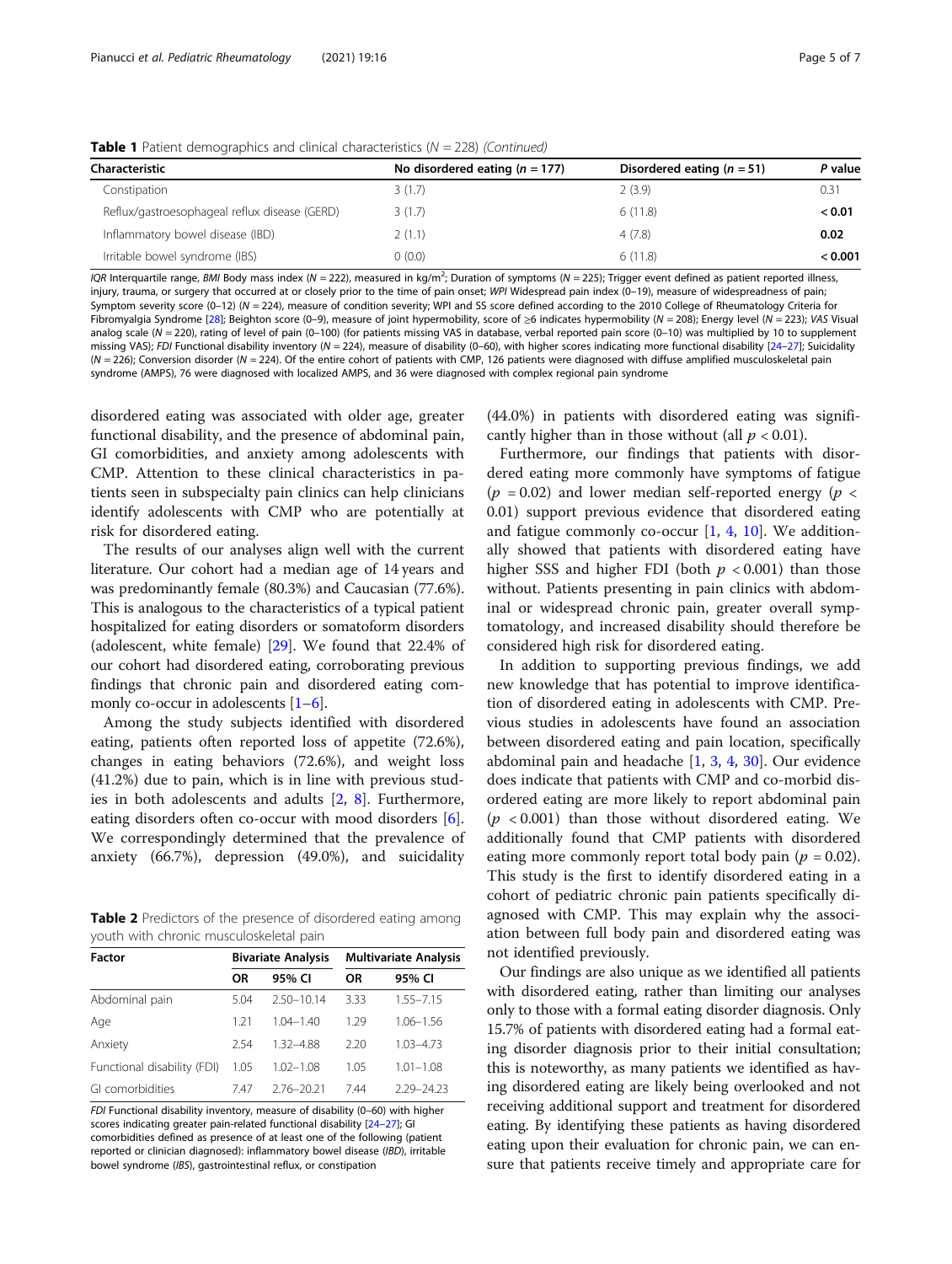**Table 1** Patient demographics and clinical characteristics (*N* = 228) *(Continued)*

| Characteristic | No disordered eating (*n* = 177) | Disordered eating (*n* = 51) | *P* value |
|---|---|---|---|
| Constipation | 3 (1.7) | 2 (3.9) | 0.31 |
| Reflux/gastroesophageal reflux disease (GERD) | 3 (1.7) | 6 (11.8) | **< 0.01** |
| Inflammatory bowel disease (IBD) | 2 (1.1) | 4 (7.8) | **0.02** |
| Irritable bowel syndrome (IBS) | 0 (0.0) | 6 (11.8) | **< 0.001** |

*IQR* Interquartile range, *BMI* Body mass index (*N* = 222), measured in kg/m$^2$; Duration of symptoms (*N* = 225); Trigger event defined as patient reported illness, injury, trauma, or surgery that occurred at or closely prior to the time of pain onset; *WPI* Widespread pain index (0–19), measure of widespreadness of pain; Symptom severity score (0–12) (*N* = 224), measure of condition severity; WPI and SS score defined according to the 2010 College of Rheumatology Criteria for Fibromyalgia Syndrome [28]; Beighton score (0–9), measure of joint hypermobility, score of ≥6 indicates hypermobility (*N* = 208); Energy level (*N* = 223); *VAS* Visual analog scale (*N* = 220), rating of level of pain (0–100) (for patients missing VAS in database, verbal reported pain score (0–10) was multiplied by 10 to supplement missing VAS); *FDI* Functional disability inventory (*N* = 224), measure of disability (0–60), with higher scores indicating more functional disability [24–27]; Suicidality (*N* = 226); Conversion disorder (*N* = 224). Of the entire cohort of patients with CMP, 126 patients were diagnosed with diffuse amplified musculoskeletal pain syndrome (AMPS), 76 were diagnosed with localized AMPS, and 36 were diagnosed with complex regional pain syndrome

disordered eating was associated with older age, greater functional disability, and the presence of abdominal pain, GI comorbidities, and anxiety among adolescents with CMP. Attention to these clinical characteristics in patients seen in subspecialty pain clinics can help clinicians identify adolescents with CMP who are potentially at risk for disordered eating.

The results of our analyses align well with the current literature. Our cohort had a median age of 14 years and was predominantly female (80.3%) and Caucasian (77.6%). This is analogous to the characteristics of a typical patient hospitalized for eating disorders or somatoform disorders (adolescent, white female) [29]. We found that 22.4% of our cohort had disordered eating, corroborating previous findings that chronic pain and disordered eating commonly co-occur in adolescents [1–6].

Among the study subjects identified with disordered eating, patients often reported loss of appetite (72.6%), changes in eating behaviors (72.6%), and weight loss (41.2%) due to pain, which is in line with previous studies in both adolescents and adults [2, 8]. Furthermore, eating disorders often co-occur with mood disorders [6]. We correspondingly determined that the prevalence of anxiety (66.7%), depression (49.0%), and suicidality (44.0%) in patients with disordered eating was significantly higher than in those without (all $p < 0.01$).

**Table 2** Predictors of the presence of disordered eating among youth with chronic musculoskeletal pain

| Factor | Bivariate Analysis | | Multivariate Analysis | |
|---|---|---|---|---|
| | OR | 95% CI | OR | 95% CI |
| Abdominal pain | 5.04 | 2.50–10.14 | 3.33 | 1.55–7.15 |
| Age | 1.21 | 1.04–1.40 | 1.29 | 1.06–1.56 |
| Anxiety | 2.54 | 1.32–4.88 | 2.20 | 1.03–4.73 |
| Functional disability (FDI) | 1.05 | 1.02–1.08 | 1.05 | 1.01–1.08 |
| GI comorbidities | 7.47 | 2.76–20.21 | 7.44 | 2.29–24.23 |

*FDI* Functional disability inventory, measure of disability (0–60) with higher scores indicating greater pain-related functional disability [24–27]; GI comorbidities defined as presence of at least one of the following (patient reported or clinician diagnosed): inflammatory bowel disease (*IBD*), irritable bowel syndrome (*IBS*), gastrointestinal reflux, or constipation

Furthermore, our findings that patients with disordered eating more commonly have symptoms of fatigue ($p = 0.02$) and lower median self-reported energy ($p < 0.01$) support previous evidence that disordered eating and fatigue commonly co-occur [1, 4, 10]. We additionally showed that patients with disordered eating have higher SSS and higher FDI (both $p < 0.001$) than those without. Patients presenting in pain clinics with abdominal or widespread chronic pain, greater overall symptomatology, and increased disability should therefore be considered high risk for disordered eating.

In addition to supporting previous findings, we add new knowledge that has potential to improve identification of disordered eating in adolescents with CMP. Previous studies in adolescents have found an association between disordered eating and pain location, specifically abdominal pain and headache [1, 3, 4, 30]. Our evidence does indicate that patients with CMP and co-morbid disordered eating are more likely to report abdominal pain ($p < 0.001$) than those without disordered eating. We additionally found that CMP patients with disordered eating more commonly report total body pain ($p = 0.02$). This study is the first to identify disordered eating in a cohort of pediatric chronic pain patients specifically diagnosed with CMP. This may explain why the association between full body pain and disordered eating was not identified previously.

Our findings are also unique as we identified all patients with disordered eating, rather than limiting our analyses only to those with a formal eating disorder diagnosis. Only 15.7% of patients with disordered eating had a formal eating disorder diagnosis prior to their initial consultation; this is noteworthy, as many patients we identified as having disordered eating are likely being overlooked and not receiving additional support and treatment for disordered eating. By identifying these patients as having disordered eating upon their evaluation for chronic pain, we can ensure that patients receive timely and appropriate care for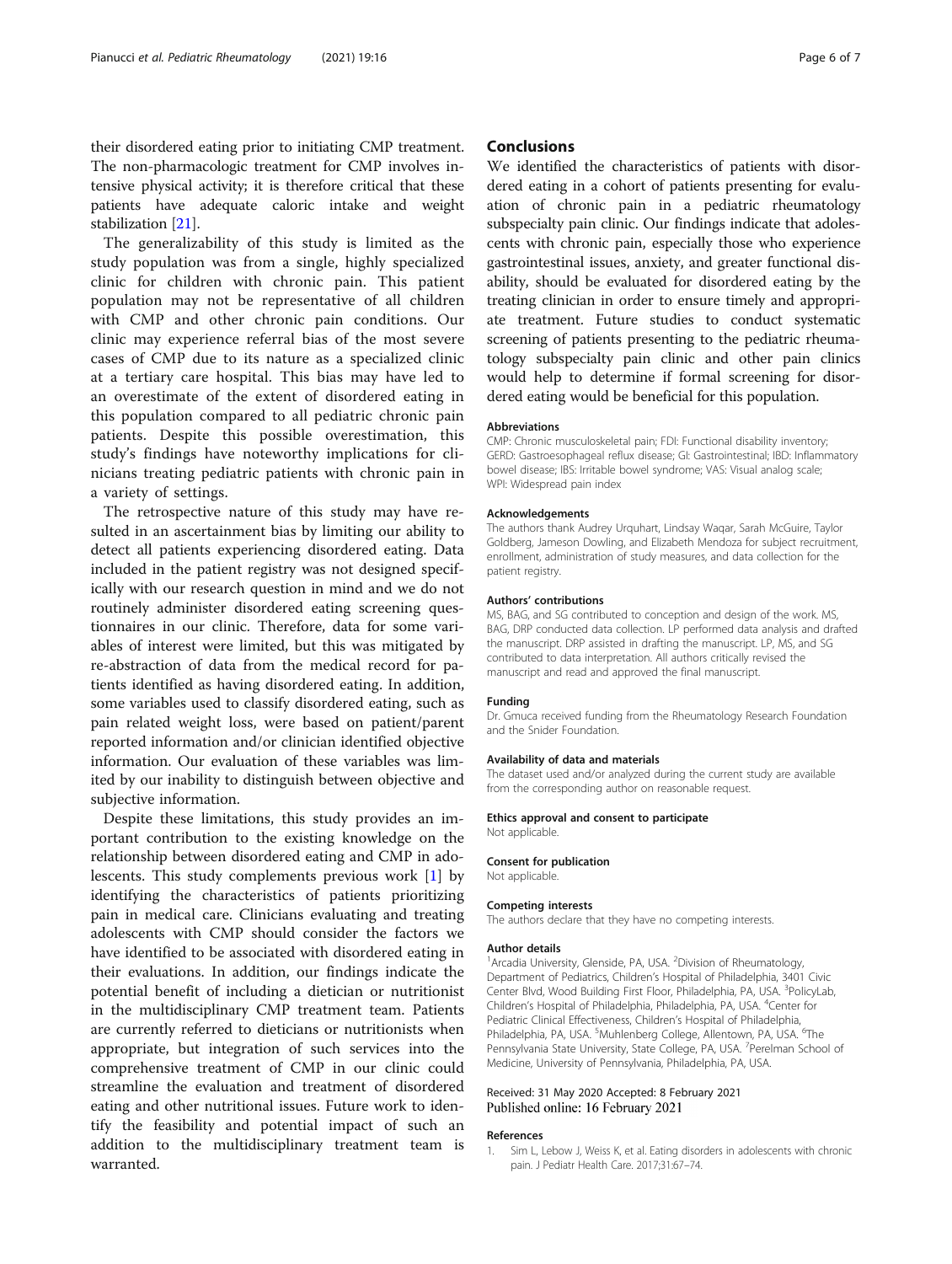their disordered eating prior to initiating CMP treatment. The non-pharmacologic treatment for CMP involves intensive physical activity; it is therefore critical that these patients have adequate caloric intake and weight stabilization [21].

The generalizability of this study is limited as the study population was from a single, highly specialized clinic for children with chronic pain. This patient population may not be representative of all children with CMP and other chronic pain conditions. Our clinic may experience referral bias of the most severe cases of CMP due to its nature as a specialized clinic at a tertiary care hospital. This bias may have led to an overestimate of the extent of disordered eating in this population compared to all pediatric chronic pain patients. Despite this possible overestimation, this study's findings have noteworthy implications for clinicians treating pediatric patients with chronic pain in a variety of settings.

The retrospective nature of this study may have resulted in an ascertainment bias by limiting our ability to detect all patients experiencing disordered eating. Data included in the patient registry was not designed specifically with our research question in mind and we do not routinely administer disordered eating screening questionnaires in our clinic. Therefore, data for some variables of interest were limited, but this was mitigated by re-abstraction of data from the medical record for patients identified as having disordered eating. In addition, some variables used to classify disordered eating, such as pain related weight loss, were based on patient/parent reported information and/or clinician identified objective information. Our evaluation of these variables was limited by our inability to distinguish between objective and subjective information.

Despite these limitations, this study provides an important contribution to the existing knowledge on the relationship between disordered eating and CMP in adolescents. This study complements previous work [1] by identifying the characteristics of patients prioritizing pain in medical care. Clinicians evaluating and treating adolescents with CMP should consider the factors we have identified to be associated with disordered eating in their evaluations. In addition, our findings indicate the potential benefit of including a dietician or nutritionist in the multidisciplinary CMP treatment team. Patients are currently referred to dieticians or nutritionists when appropriate, but integration of such services into the comprehensive treatment of CMP in our clinic could streamline the evaluation and treatment of disordered eating and other nutritional issues. Future work to identify the feasibility and potential impact of such an addition to the multidisciplinary treatment team is warranted.

## Conclusions

We identified the characteristics of patients with disordered eating in a cohort of patients presenting for evaluation of chronic pain in a pediatric rheumatology subspecialty pain clinic. Our findings indicate that adolescents with chronic pain, especially those who experience gastrointestinal issues, anxiety, and greater functional disability, should be evaluated for disordered eating by the treating clinician in order to ensure timely and appropriate treatment. Future studies to conduct systematic screening of patients presenting to the pediatric rheumatology subspecialty pain clinic and other pain clinics would help to determine if formal screening for disordered eating would be beneficial for this population.

#### Abbreviations

CMP: Chronic musculoskeletal pain; FDI: Functional disability inventory; GERD: Gastroesophageal reflux disease; GI: Gastrointestinal; IBD: Inflammatory bowel disease; IBS: Irritable bowel syndrome; VAS: Visual analog scale; WPI: Widespread pain index

#### Acknowledgements

The authors thank Audrey Urquhart, Lindsay Waqar, Sarah McGuire, Taylor Goldberg, Jameson Dowling, and Elizabeth Mendoza for subject recruitment, enrollment, administration of study measures, and data collection for the patient registry.

#### Authors' contributions

MS, BAG, and SG contributed to conception and design of the work. MS, BAG, DRP conducted data collection. LP performed data analysis and drafted the manuscript. DRP assisted in drafting the manuscript. LP, MS, and SG contributed to data interpretation. All authors critically revised the manuscript and read and approved the final manuscript.

#### Funding

Dr. Gmuca received funding from the Rheumatology Research Foundation and the Snider Foundation.

#### Availability of data and materials

The dataset used and/or analyzed during the current study are available from the corresponding author on reasonable request.

#### Ethics approval and consent to participate

Not applicable.

#### Consent for publication

Not applicable.

#### Competing interests

The authors declare that they have no competing interests.

#### Author details

[1]Arcadia University, Glenside, PA, USA. [2]Division of Rheumatology, Department of Pediatrics, Children's Hospital of Philadelphia, 3401 Civic Center Blvd, Wood Building First Floor, Philadelphia, PA, USA. [3]PolicyLab, Children's Hospital of Philadelphia, Philadelphia, PA, USA. [4]Center for Pediatric Clinical Effectiveness, Children's Hospital of Philadelphia, Philadelphia, PA, USA. [5]Muhlenberg College, Allentown, PA, USA. [6]The Pennsylvania State University, State College, PA, USA. [7]Perelman School of Medicine, University of Pennsylvania, Philadelphia, PA, USA.

Received: 31 May 2020 Accepted: 8 February 2021
Published online: 16 February 2021

#### References

1. Sim L, Lebow J, Weiss K, et al. Eating disorders in adolescents with chronic pain. J Pediatr Health Care. 2017;31:67–74.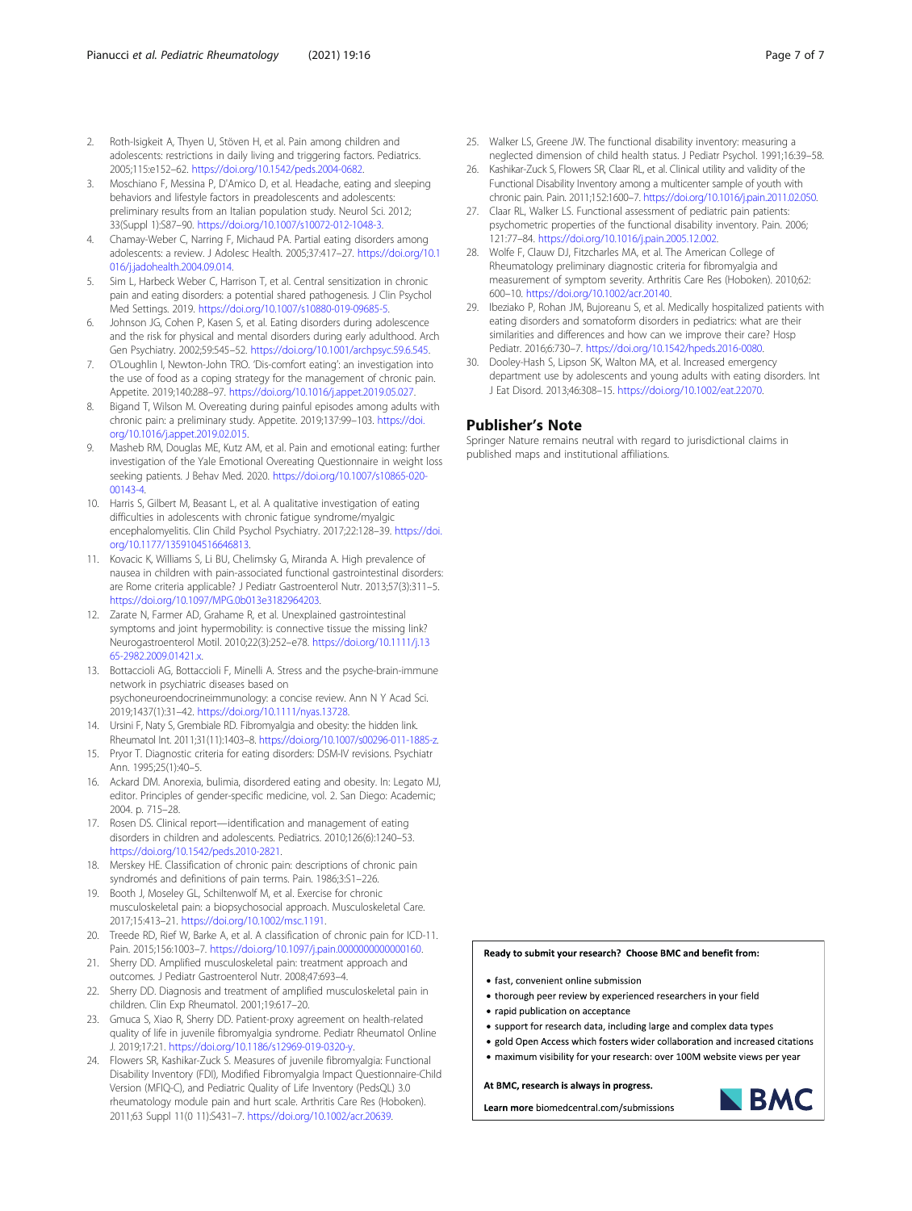2. Roth-Isigkeit A, Thyen U, Stöven H, et al. Pain among children and adolescents: restrictions in daily living and triggering factors. Pediatrics. 2005;115:e152–62. https://doi.org/10.1542/peds.2004-0682.
3. Moschiano F, Messina P, D'Amico D, et al. Headache, eating and sleeping behaviors and lifestyle factors in preadolescents and adolescents: preliminary results from an Italian population study. Neurol Sci. 2012; 33(Suppl 1):S87–90. https://doi.org/10.1007/s10072-012-1048-3.
4. Chamay-Weber C, Narring F, Michaud PA. Partial eating disorders among adolescents: a review. J Adolesc Health. 2005;37:417–27. https://doi.org/10.1016/j.jadohealth.2004.09.014.
5. Sim L, Harbeck Weber C, Harrison T, et al. Central sensitization in chronic pain and eating disorders: a potential shared pathogenesis. J Clin Psychol Med Settings. 2019. https://doi.org/10.1007/s10880-019-09685-5.
6. Johnson JG, Cohen P, Kasen S, et al. Eating disorders during adolescence and the risk for physical and mental disorders during early adulthood. Arch Gen Psychiatry. 2002;59:545–52. https://doi.org/10.1001/archpsyc.59.6.545.
7. O'Loughlin I, Newton-John TRO. 'Dis-comfort eating': an investigation into the use of food as a coping strategy for the management of chronic pain. Appetite. 2019;140:288–97. https://doi.org/10.1016/j.appet.2019.05.027.
8. Bigand T, Wilson M. Overeating during painful episodes among adults with chronic pain: a preliminary study. Appetite. 2019;137:99–103. https://doi.org/10.1016/j.appet.2019.02.015.
9. Masheb RM, Douglas ME, Kutz AM, et al. Pain and emotional eating: further investigation of the Yale Emotional Overeating Questionnaire in weight loss seeking patients. J Behav Med. 2020. https://doi.org/10.1007/s10865-020-00143-4.
10. Harris S, Gilbert M, Beasant L, et al. A qualitative investigation of eating difficulties in adolescents with chronic fatigue syndrome/myalgic encephalomyelitis. Clin Child Psychol Psychiatry. 2017;22:128–39. https://doi.org/10.1177/1359104516646813.
11. Kovacic K, Williams S, Li BU, Chelimsky G, Miranda A. High prevalence of nausea in children with pain-associated functional gastrointestinal disorders: are Rome criteria applicable? J Pediatr Gastroenterol Nutr. 2013;57(3):311–5. https://doi.org/10.1097/MPG.0b013e3182964203.
12. Zarate N, Farmer AD, Grahame R, et al. Unexplained gastrointestinal symptoms and joint hypermobility: is connective tissue the missing link? Neurogastroenterol Motil. 2010;22(3):252–e78. https://doi.org/10.1111/j.1365-2982.2009.01421.x.
13. Bottaccioli AG, Bottaccioli F, Minelli A. Stress and the psyche-brain-immune network in psychiatric diseases based on psychoneuroendocrineimmunology: a concise review. Ann N Y Acad Sci. 2019;1437(1):31–42. https://doi.org/10.1111/nyas.13728.
14. Ursini F, Naty S, Grembiale RD. Fibromyalgia and obesity: the hidden link. Rheumatol Int. 2011;31(11):1403–8. https://doi.org/10.1007/s00296-011-1885-z.
15. Pryor T. Diagnostic criteria for eating disorders: DSM-IV revisions. Psychiatr Ann. 1995;25(1):40–5.
16. Ackard DM. Anorexia, bulimia, disordered eating and obesity. In: Legato MJ, editor. Principles of gender-specific medicine, vol. 2. San Diego: Academic; 2004. p. 715–28.
17. Rosen DS. Clinical report—identification and management of eating disorders in children and adolescents. Pediatrics. 2010;126(6):1240–53. https://doi.org/10.1542/peds.2010-2821.
18. Merskey HE. Classification of chronic pain: descriptions of chronic pain syndromés and definitions of pain terms. Pain. 1986;3:S1–226.
19. Booth J, Moseley GL, Schiltenwolf M, et al. Exercise for chronic musculoskeletal pain: a biopsychosocial approach. Musculoskeletal Care. 2017;15:413–21. https://doi.org/10.1002/msc.1191.
20. Treede RD, Rief W, Barke A, et al. A classification of chronic pain for ICD-11. Pain. 2015;156:1003–7. https://doi.org/10.1097/j.pain.0000000000000160.
21. Sherry DD. Amplified musculoskeletal pain: treatment approach and outcomes. J Pediatr Gastroenterol Nutr. 2008;47:693–4.
22. Sherry DD. Diagnosis and treatment of amplified musculoskeletal pain in children. Clin Exp Rheumatol. 2001;19:617–20.
23. Gmuca S, Xiao R, Sherry DD. Patient-proxy agreement on health-related quality of life in juvenile fibromyalgia syndrome. Pediatr Rheumatol Online J. 2019;17:21. https://doi.org/10.1186/s12969-019-0320-y.
24. Flowers SR, Kashikar-Zuck S. Measures of juvenile fibromyalgia: Functional Disability Inventory (FDI), Modified Fibromyalgia Impact Questionnaire-Child Version (MFIQ-C), and Pediatric Quality of Life Inventory (PedsQL) 3.0 rheumatology module pain and hurt scale. Arthritis Care Res (Hoboken). 2011;63 Suppl 11(0 11):S431–7. https://doi.org/10.1002/acr.20639.
25. Walker LS, Greene JW. The functional disability inventory: measuring a neglected dimension of child health status. J Pediatr Psychol. 1991;16:39–58.
26. Kashikar-Zuck S, Flowers SR, Claar RL, et al. Clinical utility and validity of the Functional Disability Inventory among a multicenter sample of youth with chronic pain. Pain. 2011;152:1600–7. https://doi.org/10.1016/j.pain.2011.02.050.
27. Claar RL, Walker LS. Functional assessment of pediatric pain patients: psychometric properties of the functional disability inventory. Pain. 2006; 121:77–84. https://doi.org/10.1016/j.pain.2005.12.002.
28. Wolfe F, Clauw DJ, Fitzcharles MA, et al. The American College of Rheumatology preliminary diagnostic criteria for fibromyalgia and measurement of symptom severity. Arthritis Care Res (Hoboken). 2010;62: 600–10. https://doi.org/10.1002/acr.20140.
29. Ibeziako P, Rohan JM, Bujoreanu S, et al. Medically hospitalized patients with eating disorders and somatoform disorders in pediatrics: what are their similarities and differences and how can we improve their care? Hosp Pediatr. 2016;6:730–7. https://doi.org/10.1542/hpeds.2016-0080.
30. Dooley-Hash S, Lipson SK, Walton MA, et al. Increased emergency department use by adolescents and young adults with eating disorders. Int J Eat Disord. 2013;46:308–15. https://doi.org/10.1002/eat.22070.

## Publisher's Note

Springer Nature remains neutral with regard to jurisdictional claims in published maps and institutional affiliations.